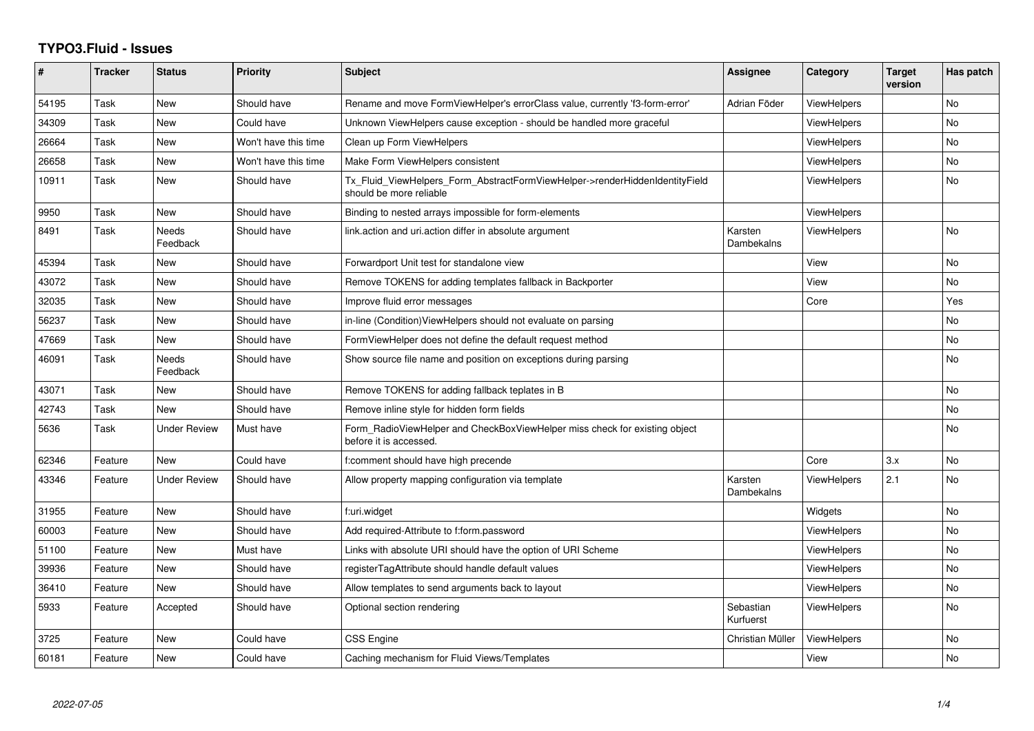# TYPO3.Fluid - Issues

| # | Tracker | Status | Priority | Subject | Assignee | Category | Target version | Has patch |
|---|---|---|---|---|---|---|---|---|
| 54195 | Task | New | Should have | Rename and move FormViewHelper's errorClass value, currently 'f3-form-error' | Adrian Föder | ViewHelpers | | No |
| 34309 | Task | New | Could have | Unknown ViewHelpers cause exception - should be handled more graceful | | ViewHelpers | | No |
| 26664 | Task | New | Won't have this time | Clean up Form ViewHelpers | | ViewHelpers | | No |
| 26658 | Task | New | Won't have this time | Make Form ViewHelpers consistent | | ViewHelpers | | No |
| 10911 | Task | New | Should have | Tx_Fluid_ViewHelpers_Form_AbstractFormViewHelper->renderHiddenIdentityField should be more reliable | | ViewHelpers | | No |
| 9950 | Task | New | Should have | Binding to nested arrays impossible for form-elements | | ViewHelpers | | |
| 8491 | Task | Needs Feedback | Should have | link.action and uri.action differ in absolute argument | Karsten Dambekalns | ViewHelpers | | No |
| 45394 | Task | New | Should have | Forwardport Unit test for standalone view | | View | | No |
| 43072 | Task | New | Should have | Remove TOKENS for adding templates fallback in Backporter | | View | | No |
| 32035 | Task | New | Should have | Improve fluid error messages | | Core | | Yes |
| 56237 | Task | New | Should have | in-line (Condition)ViewHelpers should not evaluate on parsing | | | | No |
| 47669 | Task | New | Should have | FormViewHelper does not define the default request method | | | | No |
| 46091 | Task | Needs Feedback | Should have | Show source file name and position on exceptions during parsing | | | | No |
| 43071 | Task | New | Should have | Remove TOKENS for adding fallback teplates in B | | | | No |
| 42743 | Task | New | Should have | Remove inline style for hidden form fields | | | | No |
| 5636 | Task | Under Review | Must have | Form_RadioViewHelper and CheckBoxViewHelper miss check for existing object before it is accessed. | | | | No |
| 62346 | Feature | New | Could have | f:comment should have high precende | | Core | 3.x | No |
| 43346 | Feature | Under Review | Should have | Allow property mapping configuration via template | Karsten Dambekalns | ViewHelpers | 2.1 | No |
| 31955 | Feature | New | Should have | f:uri.widget | | Widgets | | No |
| 60003 | Feature | New | Should have | Add required-Attribute to f:form.password | | ViewHelpers | | No |
| 51100 | Feature | New | Must have | Links with absolute URI should have the option of URI Scheme | | ViewHelpers | | No |
| 39936 | Feature | New | Should have | registerTagAttribute should handle default values | | ViewHelpers | | No |
| 36410 | Feature | New | Should have | Allow templates to send arguments back to layout | | ViewHelpers | | No |
| 5933 | Feature | Accepted | Should have | Optional section rendering | Sebastian Kurfuerst | ViewHelpers | | No |
| 3725 | Feature | New | Could have | CSS Engine | Christian Müller | ViewHelpers | | No |
| 60181 | Feature | New | Could have | Caching mechanism for Fluid Views/Templates | | View | | No |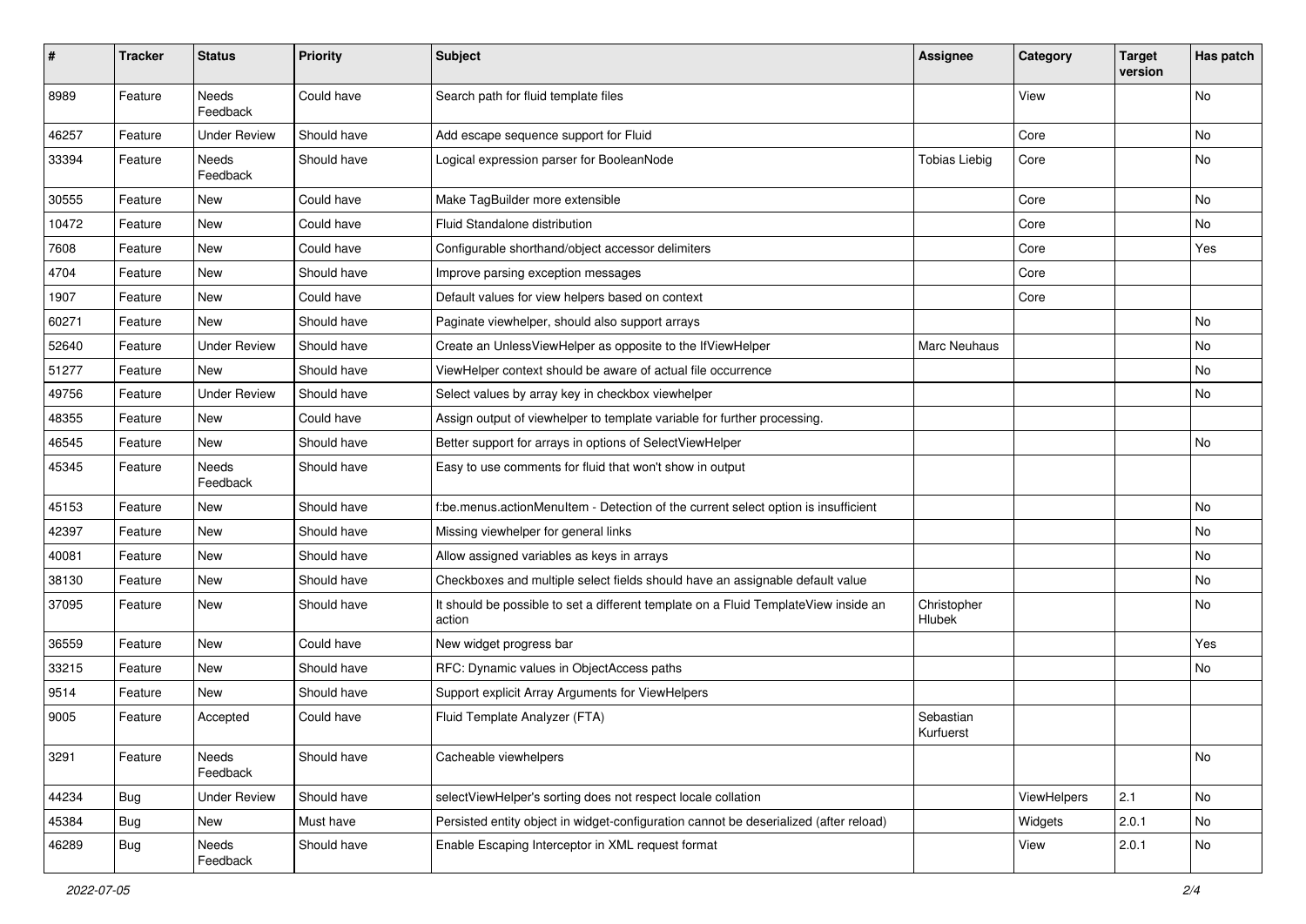| # | Tracker | Status | Priority | Subject | Assignee | Category | Target version | Has patch |
|---|---|---|---|---|---|---|---|---|
| 8989 | Feature | Needs Feedback | Could have | Search path for fluid template files | | View | | No |
| 46257 | Feature | Under Review | Should have | Add escape sequence support for Fluid | | Core | | No |
| 33394 | Feature | Needs Feedback | Should have | Logical expression parser for BooleanNode | Tobias Liebig | Core | | No |
| 30555 | Feature | New | Could have | Make TagBuilder more extensible | | Core | | No |
| 10472 | Feature | New | Could have | Fluid Standalone distribution | | Core | | No |
| 7608 | Feature | New | Could have | Configurable shorthand/object accessor delimiters | | Core | | Yes |
| 4704 | Feature | New | Should have | Improve parsing exception messages | | Core | | |
| 1907 | Feature | New | Could have | Default values for view helpers based on context | | Core | | |
| 60271 | Feature | New | Should have | Paginate viewhelper, should also support arrays | | | | No |
| 52640 | Feature | Under Review | Should have | Create an UnlessViewHelper as opposite to the IfViewHelper | Marc Neuhaus | | | No |
| 51277 | Feature | New | Should have | ViewHelper context should be aware of actual file occurrence | | | | No |
| 49756 | Feature | Under Review | Should have | Select values by array key in checkbox viewhelper | | | | No |
| 48355 | Feature | New | Could have | Assign output of viewhelper to template variable for further processing. | | | | |
| 46545 | Feature | New | Should have | Better support for arrays in options of SelectViewHelper | | | | No |
| 45345 | Feature | Needs Feedback | Should have | Easy to use comments for fluid that won't show in output | | | | |
| 45153 | Feature | New | Should have | f:be.menus.actionMenuItem - Detection of the current select option is insufficient | | | | No |
| 42397 | Feature | New | Should have | Missing viewhelper for general links | | | | No |
| 40081 | Feature | New | Should have | Allow assigned variables as keys in arrays | | | | No |
| 38130 | Feature | New | Should have | Checkboxes and multiple select fields should have an assignable default value | | | | No |
| 37095 | Feature | New | Should have | It should be possible to set a different template on a Fluid TemplateView inside an action | Christopher Hlubek | | | No |
| 36559 | Feature | New | Could have | New widget progress bar | | | | Yes |
| 33215 | Feature | New | Should have | RFC: Dynamic values in ObjectAccess paths | | | | No |
| 9514 | Feature | New | Should have | Support explicit Array Arguments for ViewHelpers | | | | |
| 9005 | Feature | Accepted | Could have | Fluid Template Analyzer (FTA) | Sebastian Kurfuerst | | | |
| 3291 | Feature | Needs Feedback | Should have | Cacheable viewhelpers | | | | No |
| 44234 | Bug | Under Review | Should have | selectViewHelper's sorting does not respect locale collation | | ViewHelpers | 2.1 | No |
| 45384 | Bug | New | Must have | Persisted entity object in widget-configuration cannot be deserialized (after reload) | | Widgets | 2.0.1 | No |
| 46289 | Bug | Needs Feedback | Should have | Enable Escaping Interceptor in XML request format | | View | 2.0.1 | No |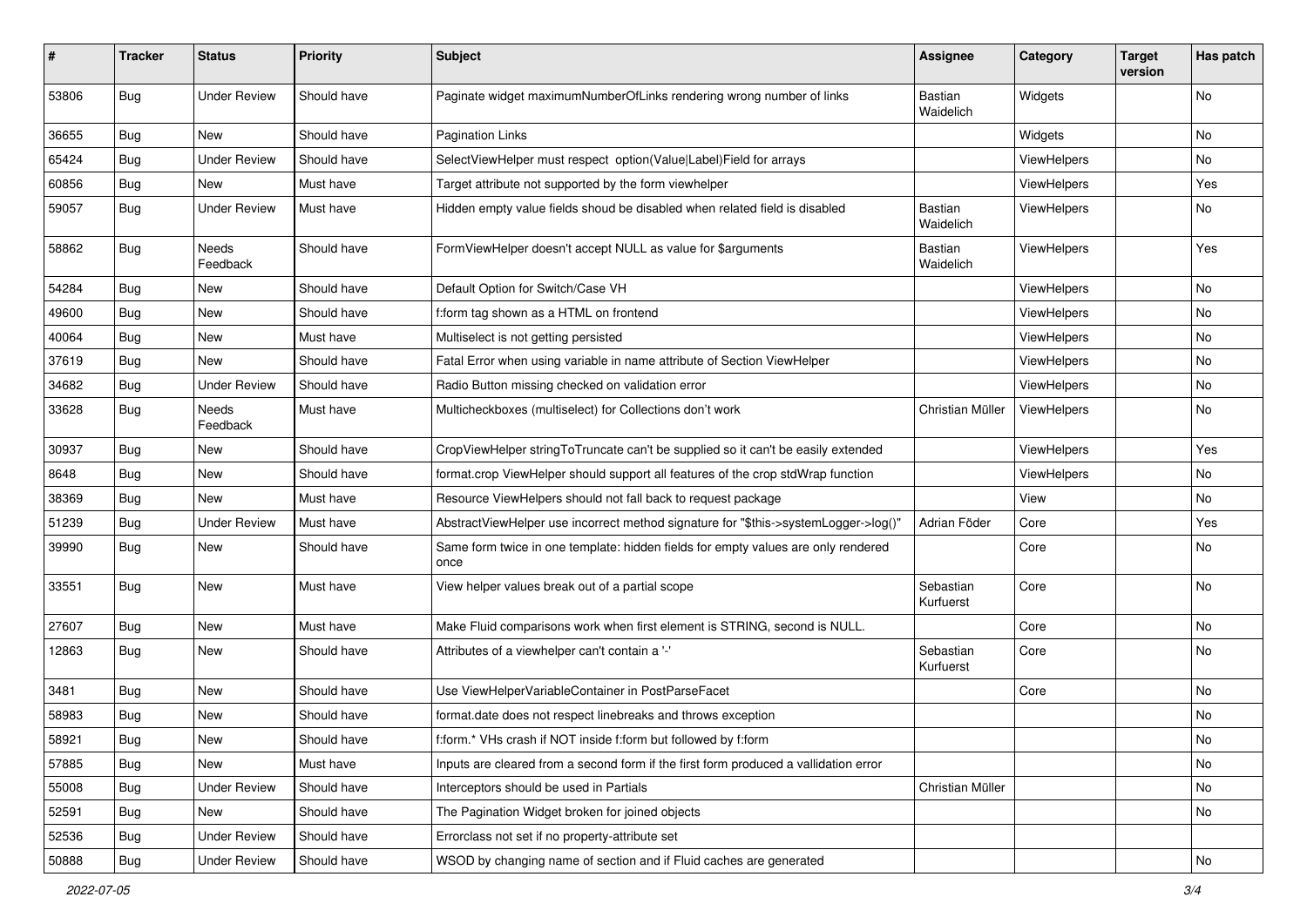| # | Tracker | Status | Priority | Subject | Assignee | Category | Target version | Has patch |
|---|---|---|---|---|---|---|---|---|
| 53806 | Bug | Under Review | Should have | Paginate widget maximumNumberOfLinks rendering wrong number of links | Bastian Waidelich | Widgets | | No |
| 36655 | Bug | New | Should have | Pagination Links | | Widgets | | No |
| 65424 | Bug | Under Review | Should have | SelectViewHelper must respect option(Value\|Label)Field for arrays | | ViewHelpers | | No |
| 60856 | Bug | New | Must have | Target attribute not supported by the form viewhelper | | ViewHelpers | | Yes |
| 59057 | Bug | Under Review | Must have | Hidden empty value fields shoud be disabled when related field is disabled | Bastian Waidelich | ViewHelpers | | No |
| 58862 | Bug | Needs Feedback | Should have | FormViewHelper doesn't accept NULL as value for $arguments | Bastian Waidelich | ViewHelpers | | Yes |
| 54284 | Bug | New | Should have | Default Option for Switch/Case VH | | ViewHelpers | | No |
| 49600 | Bug | New | Should have | f:form tag shown as a HTML on frontend | | ViewHelpers | | No |
| 40064 | Bug | New | Must have | Multiselect is not getting persisted | | ViewHelpers | | No |
| 37619 | Bug | New | Should have | Fatal Error when using variable in name attribute of Section ViewHelper | | ViewHelpers | | No |
| 34682 | Bug | Under Review | Should have | Radio Button missing checked on validation error | | ViewHelpers | | No |
| 33628 | Bug | Needs Feedback | Must have | Multicheckboxes (multiselect) for Collections don't work | Christian Müller | ViewHelpers | | No |
| 30937 | Bug | New | Should have | CropViewHelper stringToTruncate can't be supplied so it can't be easily extended | | ViewHelpers | | Yes |
| 8648 | Bug | New | Should have | format.crop ViewHelper should support all features of the crop stdWrap function | | ViewHelpers | | No |
| 38369 | Bug | New | Must have | Resource ViewHelpers should not fall back to request package | | View | | No |
| 51239 | Bug | Under Review | Must have | AbstractViewHelper use incorrect method signature for "$this->systemLogger->log()" | Adrian Föder | Core | | Yes |
| 39990 | Bug | New | Should have | Same form twice in one template: hidden fields for empty values are only rendered once | | Core | | No |
| 33551 | Bug | New | Must have | View helper values break out of a partial scope | Sebastian Kurfuerst | Core | | No |
| 27607 | Bug | New | Must have | Make Fluid comparisons work when first element is STRING, second is NULL. | | Core | | No |
| 12863 | Bug | New | Should have | Attributes of a viewhelper can't contain a '-' | Sebastian Kurfuerst | Core | | No |
| 3481 | Bug | New | Should have | Use ViewHelperVariableContainer in PostParseFacet | | Core | | No |
| 58983 | Bug | New | Should have | format.date does not respect linebreaks and throws exception | | | | No |
| 58921 | Bug | New | Should have | f:form.* VHs crash if NOT inside f:form but followed by f:form | | | | No |
| 57885 | Bug | New | Must have | Inputs are cleared from a second form if the first form produced a vallidation error | | | | No |
| 55008 | Bug | Under Review | Should have | Interceptors should be used in Partials | Christian Müller | | | No |
| 52591 | Bug | New | Should have | The Pagination Widget broken for joined objects | | | | No |
| 52536 | Bug | Under Review | Should have | Errorclass not set if no property-attribute set | | | | |
| 50888 | Bug | Under Review | Should have | WSOD by changing name of section and if Fluid caches are generated | | | | No |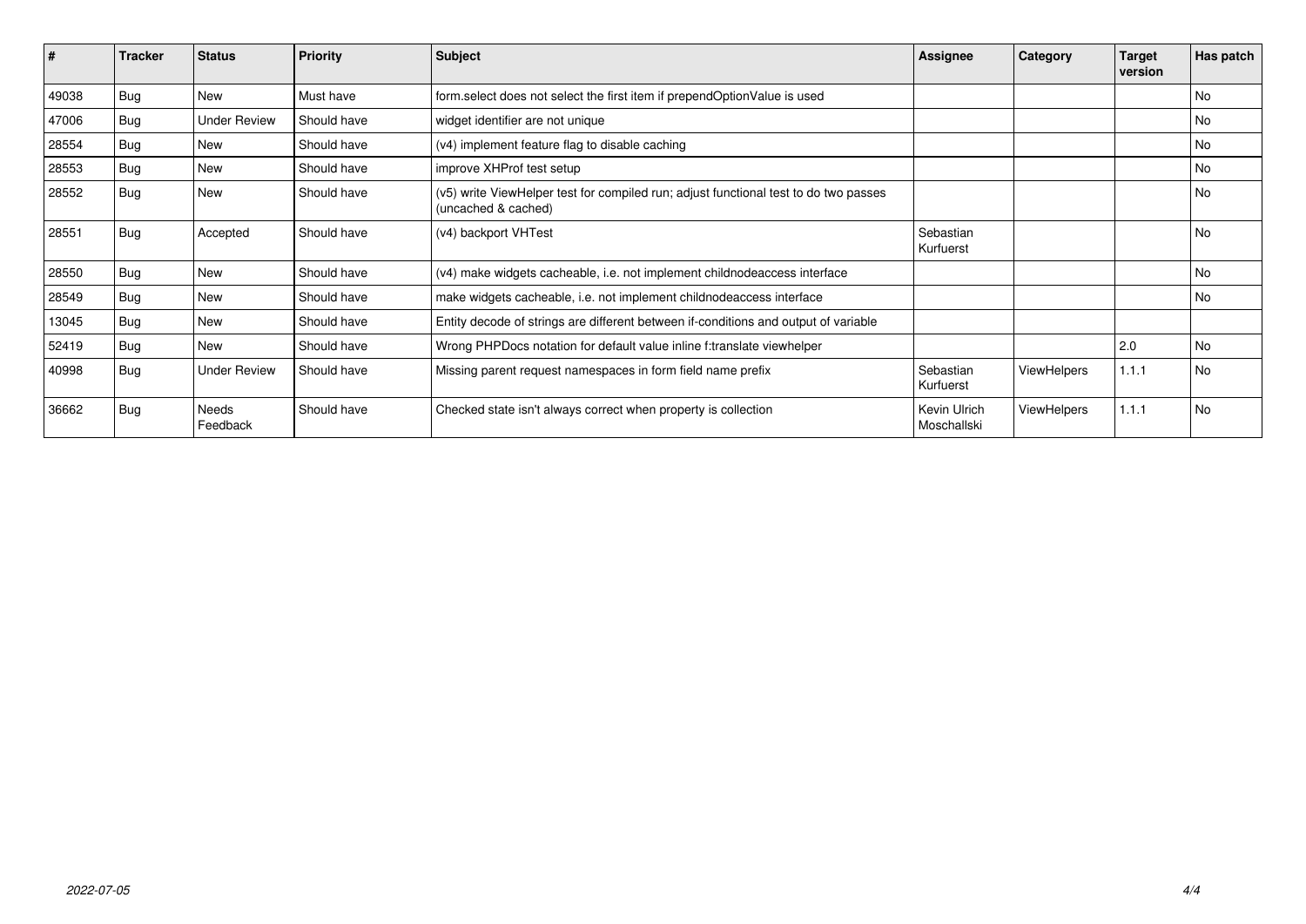| # | Tracker | Status | Priority | Subject | Assignee | Category | Target version | Has patch |
|---|---|---|---|---|---|---|---|---|
| 49038 | Bug | New | Must have | form.select does not select the first item if prependOptionValue is used | | | | No |
| 47006 | Bug | Under Review | Should have | widget identifier are not unique | | | | No |
| 28554 | Bug | New | Should have | (v4) implement feature flag to disable caching | | | | No |
| 28553 | Bug | New | Should have | improve XHProf test setup | | | | No |
| 28552 | Bug | New | Should have | (v5) write ViewHelper test for compiled run; adjust functional test to do two passes (uncached & cached) | | | | No |
| 28551 | Bug | Accepted | Should have | (v4) backport VHTest | Sebastian Kurfuerst | | | No |
| 28550 | Bug | New | Should have | (v4) make widgets cacheable, i.e. not implement childnodeaccess interface | | | | No |
| 28549 | Bug | New | Should have | make widgets cacheable, i.e. not implement childnodeaccess interface | | | | No |
| 13045 | Bug | New | Should have | Entity decode of strings are different between if-conditions and output of variable | | | | |
| 52419 | Bug | New | Should have | Wrong PHPDocs notation for default value inline f:translate viewhelper | | | 2.0 | No |
| 40998 | Bug | Under Review | Should have | Missing parent request namespaces in form field name prefix | Sebastian Kurfuerst | ViewHelpers | 1.1.1 | No |
| 36662 | Bug | Needs Feedback | Should have | Checked state isn't always correct when property is collection | Kevin Ulrich Moschallski | ViewHelpers | 1.1.1 | No |

*2022-07-05*